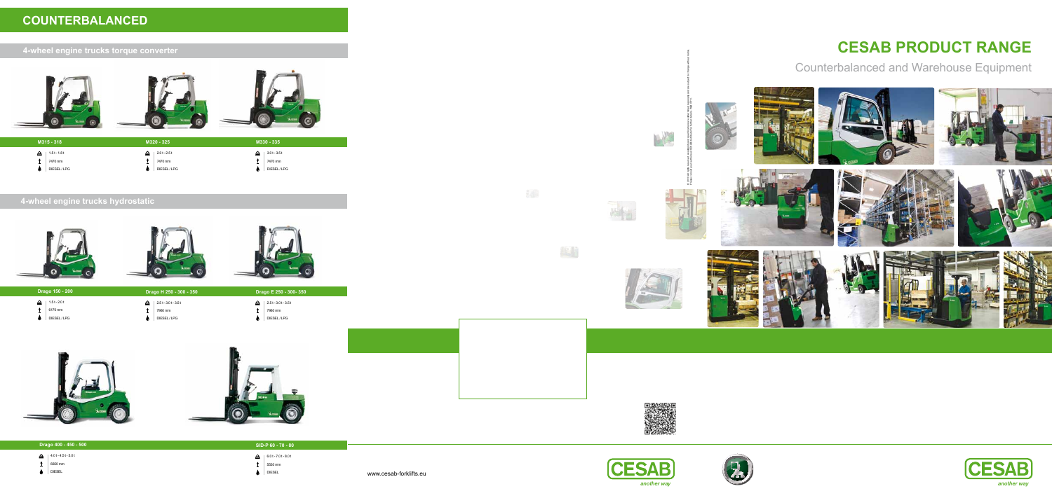# COUNTERBALANCED

## 4-wheel engine trucks torque converter

| M315 - 318 | M320 - 325 | M330 - 335 |
|---|---|---|
| 1.5 t - 1.8 t | 2.0 t - 2.5 t | 3.0 t - 3.5 t |
| 7470 mm | 7470 mm | 7470 mm |
| DIESEL / LPG | DIESEL / LPG | DIESEL / LPG |

## 4-wheel engine trucks hydrostatic

| Drago 150 - 200 | Drago H 250 - 300 - 350 | Drago E 250 - 300 - 350 |
|---|---|---|
| 1.5 t - 2.0 t | 2.5 t - 3.0 t - 3.5 t | 2.5 t - 3.0 t - 3.5 t |
| 6170 mm | 7960 mm | 7960 mm |
| DIESEL / LPG | DIESEL / LPG | DIESEL / LPG |

| Drago 400 - 450 - 500 | SID-P 60 - 70 - 80 |
|---|---|
| 4.0 t - 4.5 t - 5.0 t | 6.0 t - 7.0 t - 8.0 t |
| 6650 mm | 5530 mm |
| DIESEL | DIESEL |

www.cesab-forklifts.eu

CESAB *another way*

# CESAB PRODUCT RANGE

Counterbalanced and Warehouse Equipment

CESAB *another way*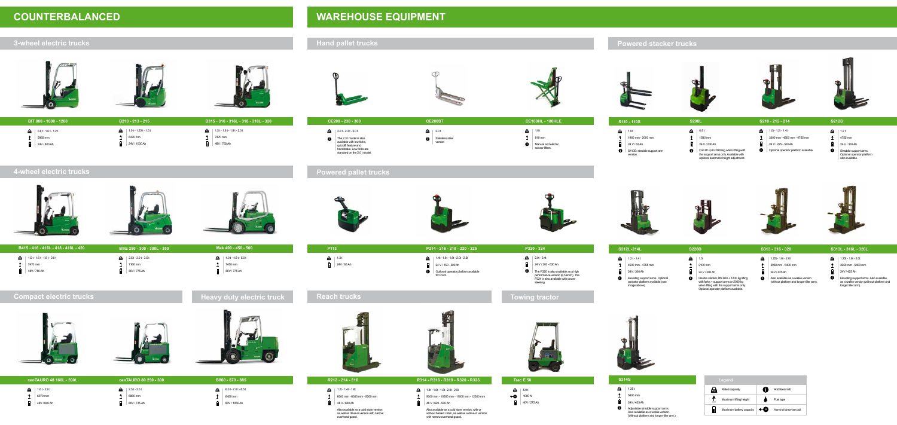# COUNTERBALANCED

## 3-wheel electric trucks

### BIT 800 - 1000 - 1200

- 0.8 t - 1.0 t - 1.2 t
- 5965 mm
- 24V / 800 Ah

### B210 - 213 - 215

- 1.0 t - 1.25 t - 1.5 t
- 6470 mm
- 24V / 1000 Ah

### B315 - 316 - 316L - 318 - 318L - 320

- 1.5 t - 1.6 t - 1.8 t - 2.0 t
- 7470 mm
- 48V / 750 Ah

## 4-wheel electric trucks

### B415 - 416 - 416L - 418 - 418L - 420

- 1.5 t - 1.6 t - 1.8 t - 2.0 t
- 7470 mm
- 48V / 750 Ah

### Blitz 250 - 300 - 300L - 350

- 2.5 t - 3.0 t - 3.5 t
- 7160 mm
- 80V / 775 Ah

### Mak 400 - 450 - 500

- 4.0 t - 4.5 t - 5.0 t
- 7450 mm
- 80V / 775 Ah

## Compact electric trucks

### cenTAURO 48 160L - 200L

- 1.6 t - 2.0 t
- 6970 mm
- 48V / 840 Ah

### cenTAURO 80 250 - 300

- 2.5 t - 3.0 t
- 6860 mm
- 80V / 735 Ah

## Heavy duty electric truck

### B860 - 870 - 885

- 6.0 t - 7.0 t - 8.5 t
- 6450 mm
- 80V / 1050 Ah

# WAREHOUSE EQUIPMENT

## Hand pallet trucks

### CE200 - 230 - 300

- 2.0 t - 2.3 t - 3.0 t
- The 2.3 t model is also available with low forks, quicklift feature and handbrake. Low forks are standard on the 2.0 t model.

### CE200ST

- 2.0 t
- Stainless steel version

### CE100HL - 100HLE

- 1.0 t
- 810 mm
- Manual and electric scissor lifters.

## Powered pallet trucks

### P113

- 1.3 t
- 24V / 63 Ah

### P214 - 216 - 218 - 220 - 225

- 1.4t - 1.6t - 1.8t - 2.0t - 2.5t
- 24 V / 150 - 300 Ah
- Optional operator platform available for P220.

### P320 - 324

- 2.0t - 2.4t
- 24 V / 300 - 620 Ah
- The P320 is also available as a high performance version (8.5 km/h). The P324 is also available with power steering.

## Reach trucks

### R212 - 214 - 216

- 1.2t - 1.4t - 1.6t
- 6000 mm - 6300 mm - 6500 mm
- 48 V / 620 Ah
- Also available as a cold store version as well as drive-in version with narrow overhead guard.

### R314 - R316 - R318 - R320 - R325

- 1.4t - 1.6t - 1.8t - 2.0t - 2.5t
- 9800 mm - 10500 mm - 11000 mm - 12500 mm
- 48 V / 620 - 930 Ah
- Also available as a cold store version, with or without heated cabin, as well as a drive-in version with narrow overhead guard.

## Towing tractor

### Trac E 50

- 5.0 t
- 1000 N
- 40V / 275 Ah

## Powered stacker trucks

### S110 - 110S

- 1.0t
- 1960 mm - 2000 mm
- 24 V / 63 Ah
- S110S: straddle support arm version.

### S208L

- 0.8 t
- 1580 mm
- 24 V / 230 Ah
- Can lift up to 2000 kg when lifting with the support arms only. Available with optional automatic height adjustment.

### S210 - 212 - 214

- 1.0t - 1.2t - 1.4t
- 3300 mm - 4500 mm - 4755 mm
- 24 V / 225 - 300 Ah
- Optional operator platform available.

### S212S

- 1.2 t
- 4755 mm
- 24 V / 300 Ah
- Straddle support arms. Optional operator platform also available.

### S212L -214L

- 1.2 t - 1.4 t
- 4500 mm - 4755 mm
- 24V / 300 Ah
- Elevating support arms. Optional operator platform available (see image above).

### S220D

- 1.0t
- 2100 mm
- 24 V / 300 Ah
- Double stacker, lifts 800 + 1200 kg lifting with forks + support arms or 2000 kg when lifting with the support arms only. Optional operator platform available.

### S313 - 316 - 320

- 1.25t - 1.6t - 2.0t
- 3950 mm - 5400 mm
- 24V / 425 Ah
- Also available as a walkie version (without platform and longer tiller arm).

### S313L - 316L - 320L

- 1.25t - 1.6t - 2.0t
- 3950 mm - 5400 mm
- 24V / 425 Ah
- Elevating support arms. Also available as a walkie version (without platform and longer tiller arm).

### S314S

- 1.35 t
- 5400 mm
- 24V / 425 Ah
- Adjustable straddle support arms. Also available as a walkie version. (Without platform and longer tiller arm.)

## Legend

| | |
|---|---|
| Rated capacity | Additional info |
| Maximum lifting height | Fuel type |
| Maximum battery capacity | Nominal draw-bar pull |